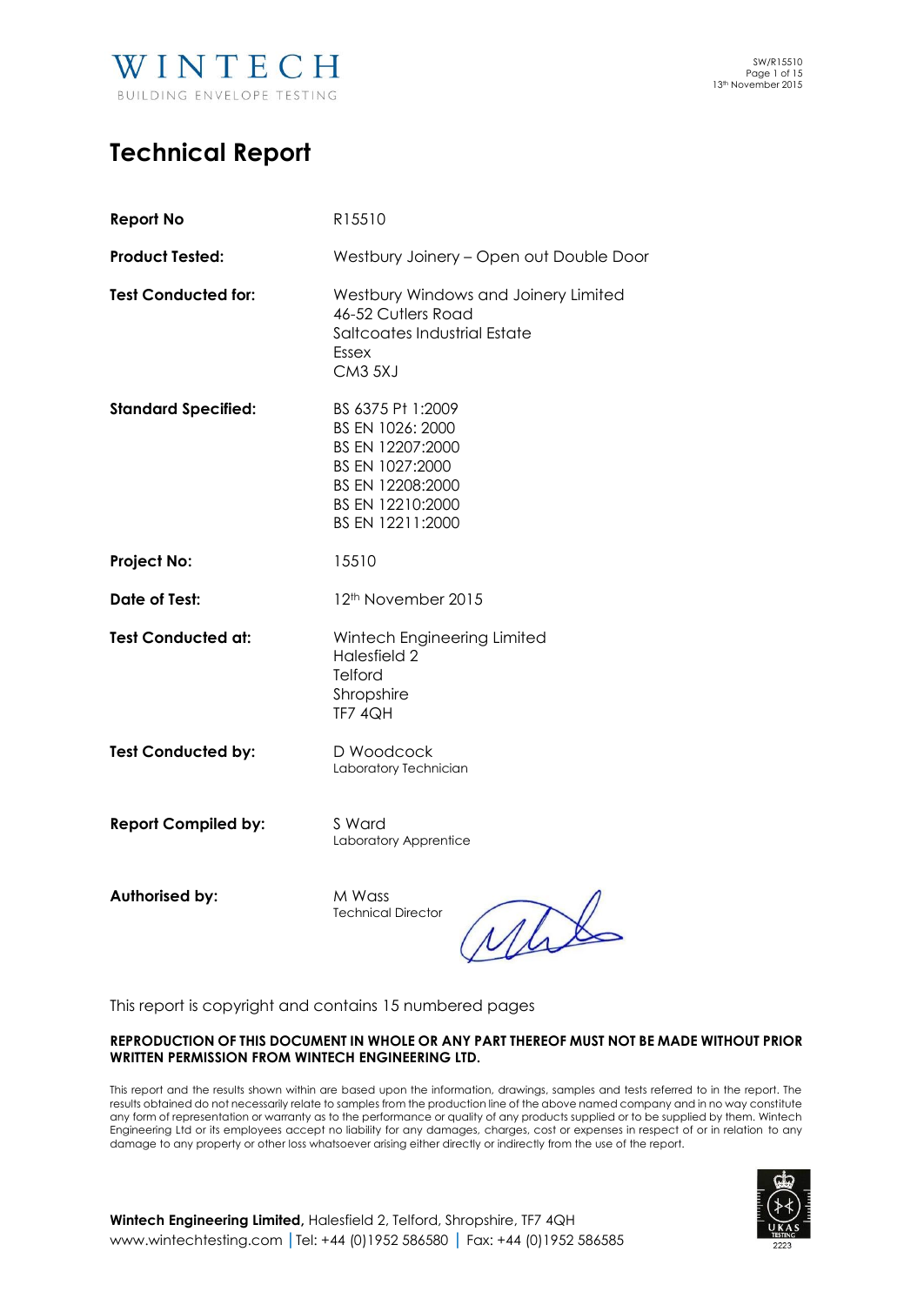# Technical Report

| | |
|---|---|
| **Report No** | R15510 |
| **Product Tested:** | Westbury Joinery – Open out Double Door |
| **Test Conducted for:** | Westbury Windows and Joinery Limited<br>46-52 Cutlers Road<br>Saltcoates Industrial Estate<br>Essex<br>CM3 5XJ |
| **Standard Specified:** | BS 6375 Pt 1:2009<br>BS EN 1026: 2000<br>BS EN 12207:2000<br>BS EN 1027:2000<br>BS EN 12208:2000<br>BS EN 12210:2000<br>BS EN 12211:2000 |
| **Project No:** | 15510 |
| **Date of Test:** | 12th November 2015 |
| **Test Conducted at:** | Wintech Engineering Limited<br>Halesfield 2<br>Telford<br>Shropshire<br>TF7 4QH |
| **Test Conducted by:** | D Woodcock<br>Laboratory Technician |
| **Report Compiled by:** | S Ward<br>Laboratory Apprentice |
| **Authorised by:** | M Wass<br>Technical Director |

This report is copyright and contains 15 numbered pages

**REPRODUCTION OF THIS DOCUMENT IN WHOLE OR ANY PART THEREOF MUST NOT BE MADE WITHOUT PRIOR WRITTEN PERMISSION FROM WINTECH ENGINEERING LTD.**

This report and the results shown within are based upon the information, drawings, samples and tests referred to in the report. The results obtained do not necessarily relate to samples from the production line of the above named company and in no way constitute any form of representation or warranty as to the performance or quality of any products supplied or to be supplied by them. Wintech Engineering Ltd or its employees accept no liability for any damages, charges, cost or expenses in respect of or in relation to any damage to any property or other loss whatsoever arising either directly or indirectly from the use of the report.

**Wintech Engineering Limited,** Halesfield 2, Telford, Shropshire, TF7 4QH
www.wintechtesting.com | Tel: +44 (0)1952 586580 | Fax: +44 (0)1952 586585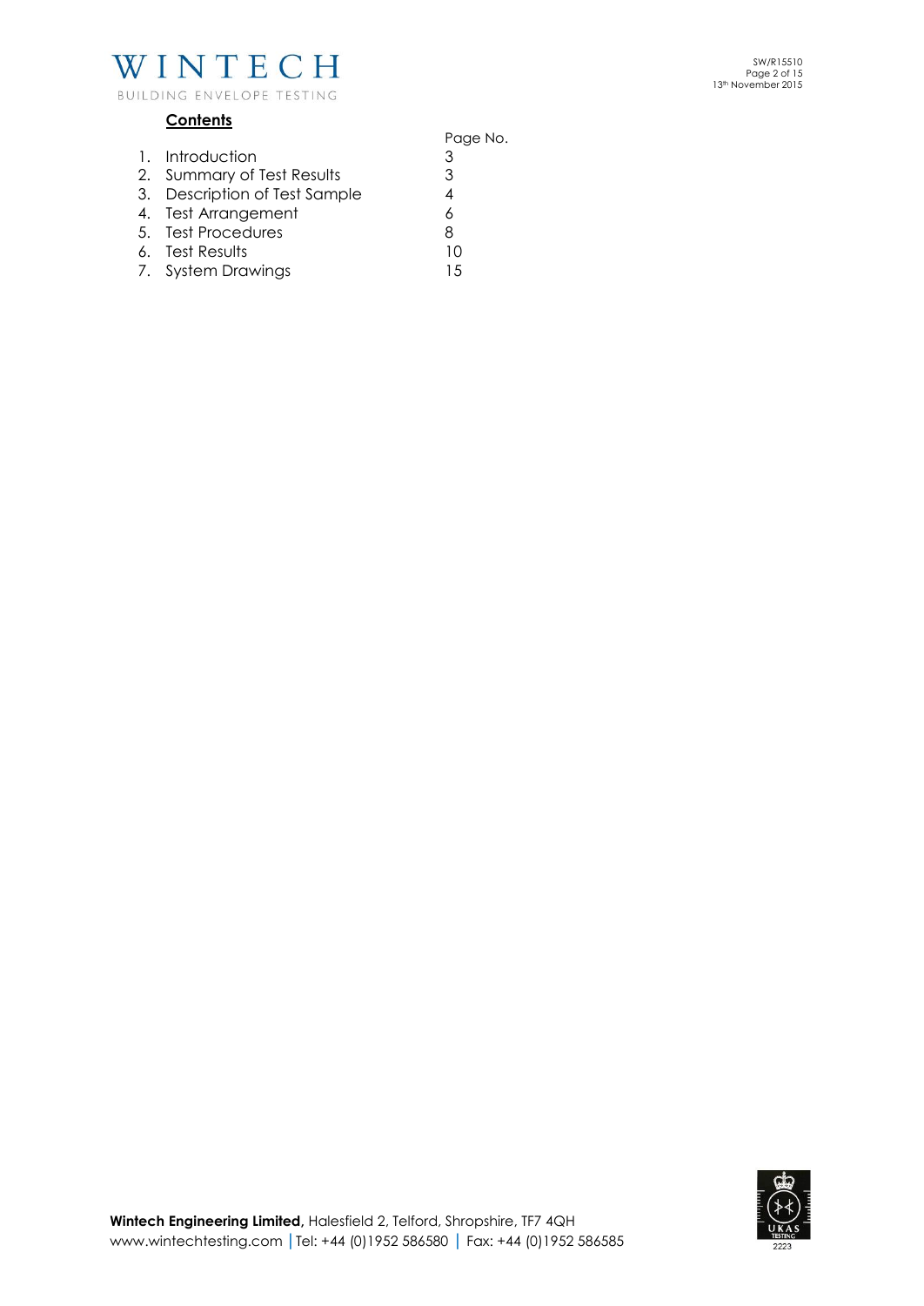## Contents

| | | Page No. |
|---|---|---|
| 1. | Introduction | 3 |
| 2. | Summary of Test Results | 3 |
| 3. | Description of Test Sample | 4 |
| 4. | Test Arrangement | 6 |
| 5. | Test Procedures | 8 |
| 6. | Test Results | 10 |
| 7. | System Drawings | 15 |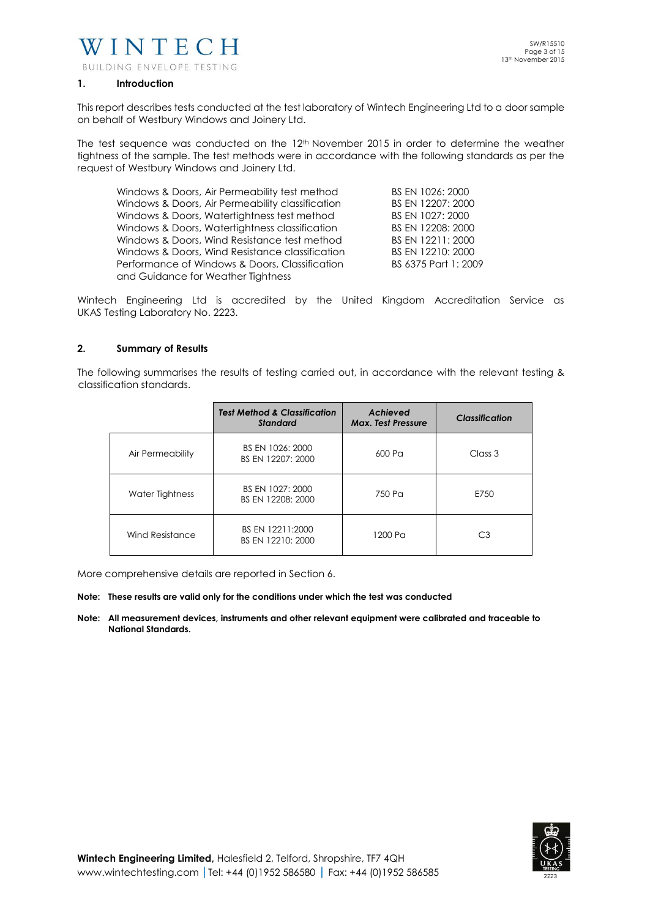## 1. Introduction

This report describes tests conducted at the test laboratory of Wintech Engineering Ltd to a door sample on behalf of Westbury Windows and Joinery Ltd.

The test sequence was conducted on the 12th November 2015 in order to determine the weather tightness of the sample. The test methods were in accordance with the following standards as per the request of Westbury Windows and Joinery Ltd.

| | |
|---|---|
| Windows & Doors, Air Permeability test method | BS EN 1026: 2000 |
| Windows & Doors, Air Permeability classification | BS EN 12207: 2000 |
| Windows & Doors, Watertightness test method | BS EN 1027: 2000 |
| Windows & Doors, Watertightness classification | BS EN 12208: 2000 |
| Windows & Doors, Wind Resistance test method | BS EN 12211: 2000 |
| Windows & Doors, Wind Resistance classification | BS EN 12210: 2000 |
| Performance of Windows & Doors, Classification and Guidance for Weather Tightness | BS 6375 Part 1: 2009 |

Wintech Engineering Ltd is accredited by the United Kingdom Accreditation Service as UKAS Testing Laboratory No. 2223.

## 2. Summary of Results

The following summarises the results of testing carried out, in accordance with the relevant testing & classification standards.

| | *Test Method & Classification Standard* | *Achieved Max. Test Pressure* | *Classification* |
|---|---|---|---|
| Air Permeability | BS EN 1026: 2000<br>BS EN 12207: 2000 | 600 Pa | Class 3 |
| Water Tightness | BS EN 1027: 2000<br>BS EN 12208: 2000 | 750 Pa | E750 |
| Wind Resistance | BS EN 12211:2000<br>BS EN 12210: 2000 | 1200 Pa | C3 |

More comprehensive details are reported in Section 6.

**Note: These results are valid only for the conditions under which the test was conducted**

**Note: All measurement devices, instruments and other relevant equipment were calibrated and traceable to National Standards.**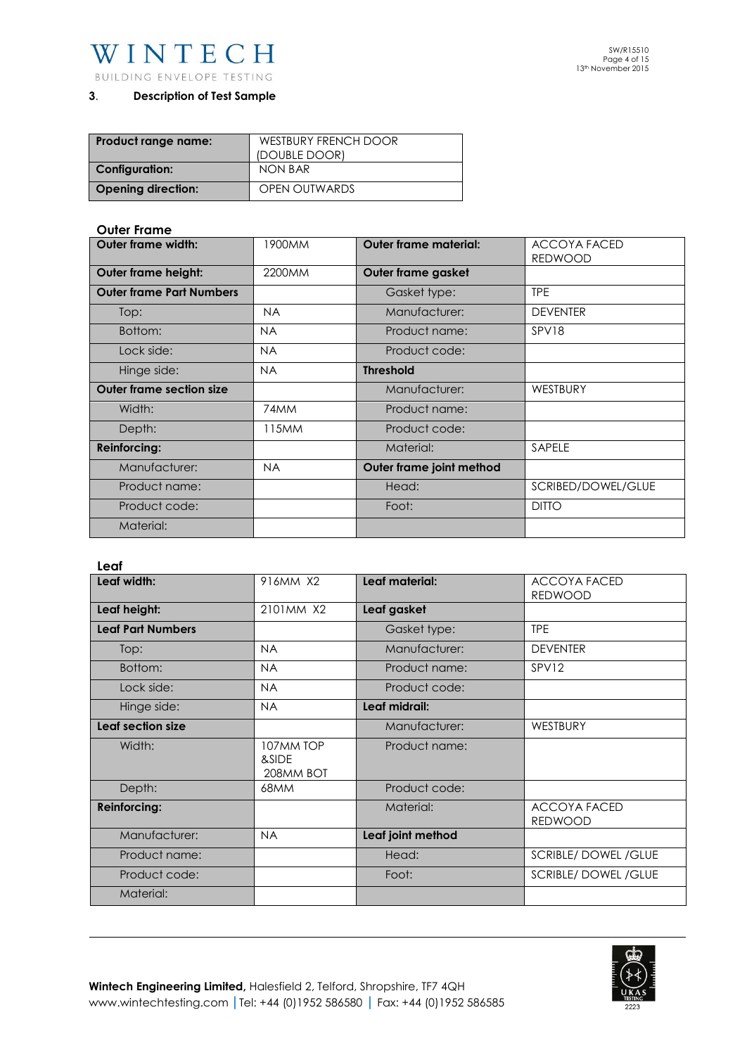## 3. Description of Test Sample

| Product range name: | WESTBURY FRENCH DOOR (DOUBLE DOOR) |
|---|---|
| Configuration: | NON BAR |
| Opening direction: | OPEN OUTWARDS |

### Outer Frame

| Outer frame width: | 1900MM | Outer frame material: | ACCOYA FACED REDWOOD |
|---|---|---|---|
| Outer frame height: | 2200MM | Outer frame gasket | |
| Outer frame Part Numbers | | Gasket type: | TPE |
| Top: | NA | Manufacturer: | DEVENTER |
| Bottom: | NA | Product name: | SPV18 |
| Lock side: | NA | Product code: | |
| Hinge side: | NA | Threshold | |
| Outer frame section size | | Manufacturer: | WESTBURY |
| Width: | 74MM | Product name: | |
| Depth: | 115MM | Product code: | |
| Reinforcing: | | Material: | SAPELE |
| Manufacturer: | NA | Outer frame joint method | |
| Product name: | | Head: | SCRIBED/DOWEL/GLUE |
| Product code: | | Foot: | DITTO |
| Material: | | | |

### Leaf

| Leaf width: | 916MM X2 | Leaf material: | ACCOYA FACED REDWOOD |
|---|---|---|---|
| Leaf height: | 2101MM X2 | Leaf gasket | |
| Leaf Part Numbers | | Gasket type: | TPE |
| Top: | NA | Manufacturer: | DEVENTER |
| Bottom: | NA | Product name: | SPV12 |
| Lock side: | NA | Product code: | |
| Hinge side: | NA | Leaf midrail: | |
| Leaf section size | | Manufacturer: | WESTBURY |
| Width: | 107MM TOP &SIDE 208MM BOT | Product name: | |
| Depth: | 68MM | Product code: | |
| Reinforcing: | | Material: | ACCOYA FACED REDWOOD |
| Manufacturer: | NA | Leaf joint method | |
| Product name: | | Head: | SCRIBLE/ DOWEL /GLUE |
| Product code: | | Foot: | SCRIBLE/ DOWEL /GLUE |
| Material: | | | |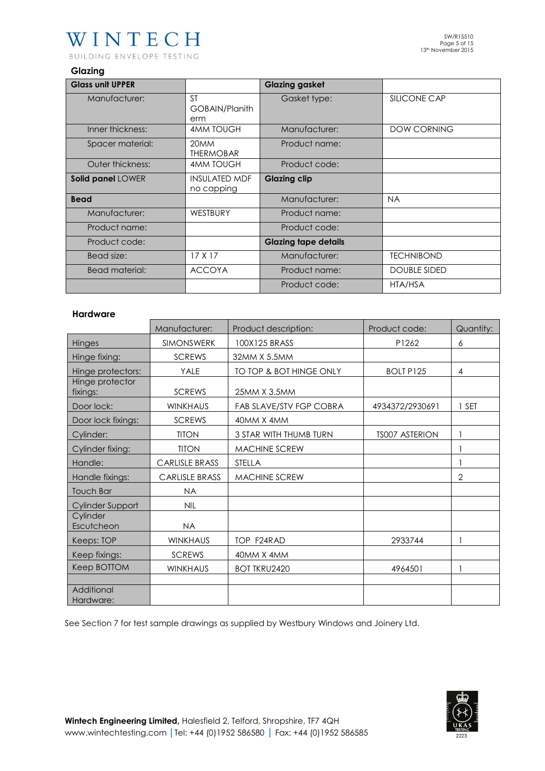## Glazing

| Glass unit UPPER | | Glazing gasket | |
|---|---|---|---|
| Manufacturer: | ST GOBAIN/Planitherm | Gasket type: | SILICONE CAP |
| Inner thickness: | 4MM TOUGH | Manufacturer: | DOW CORNING |
| Spacer material: | 20MM THERMOBAR | Product name: | |
| Outer thickness: | 4MM TOUGH | Product code: | |
| **Solid panel** LOWER | INSULATED MDF no capping | **Glazing clip** | |
| **Bead** | | Manufacturer: | NA |
| Manufacturer: | WESTBURY | Product name: | |
| Product name: | | Product code: | |
| Product code: | | **Glazing tape details** | |
| Bead size: | 17 X 17 | Manufacturer: | TECHNIBOND |
| Bead material: | ACCOYA | Product name: | DOUBLE SIDED |
| | | Product code: | HTA/HSA |

### Hardware

| | Manufacturer: | Product description: | Product code: | Quantity: |
|---|---|---|---|---|
| Hinges | SIMONSWERK | 100X125 BRASS | P1262 | 6 |
| Hinge fixing: | SCREWS | 32MM X 5.5MM | | |
| Hinge protectors: | YALE | TO TOP & BOT HINGE ONLY | BOLT P125 | 4 |
| Hinge protector fixings: | SCREWS | 25MM X 3.5MM | | |
| Door lock: | WINKHAUS | FAB SLAVE/STV FGP COBRA | 4934372/2930691 | 1 SET |
| Door lock fixings: | SCREWS | 40MM X 4MM | | |
| Cylinder: | TITON | 3 STAR WITH THUMB TURN | TS007 ASTERION | 1 |
| Cylinder fixing: | TITON | MACHINE SCREW | | 1 |
| Handle: | CARLISLE BRASS | STELLA | | 1 |
| Handle fixings: | CARLISLE BRASS | MACHINE SCREW | | 2 |
| Touch Bar | NA | | | |
| Cylinder Support | NIL | | | |
| Cylinder Escutcheon | NA | | | |
| Keeps: TOP | WINKHAUS | TOP F24RAD | 2933744 | 1 |
| Keep fixings: | SCREWS | 40MM X 4MM | | |
| Keep BOTTOM | WINKHAUS | BOT TKRU2420 | 4964501 | 1 |
| | | | | |
| Additional Hardware: | | | | |

See Section 7 for test sample drawings as supplied by Westbury Windows and Joinery Ltd.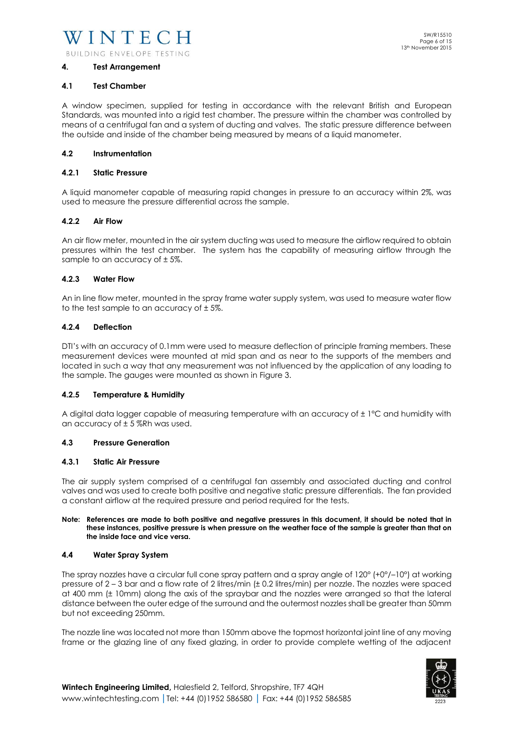## 4. Test Arrangement

### 4.1 Test Chamber

A window specimen, supplied for testing in accordance with the relevant British and European Standards, was mounted into a rigid test chamber. The pressure within the chamber was controlled by means of a centrifugal fan and a system of ducting and valves. The static pressure difference between the outside and inside of the chamber being measured by means of a liquid manometer.

### 4.2 Instrumentation

#### 4.2.1 Static Pressure

A liquid manometer capable of measuring rapid changes in pressure to an accuracy within 2%, was used to measure the pressure differential across the sample.

#### 4.2.2 Air Flow

An air flow meter, mounted in the air system ducting was used to measure the airflow required to obtain pressures within the test chamber. The system has the capability of measuring airflow through the sample to an accuracy of ± 5%.

#### 4.2.3 Water Flow

An in line flow meter, mounted in the spray frame water supply system, was used to measure water flow to the test sample to an accuracy of ± 5%.

#### 4.2.4 Deflection

DTI's with an accuracy of 0.1mm were used to measure deflection of principle framing members. These measurement devices were mounted at mid span and as near to the supports of the members and located in such a way that any measurement was not influenced by the application of any loading to the sample. The gauges were mounted as shown in Figure 3.

#### 4.2.5 Temperature & Humidity

A digital data logger capable of measuring temperature with an accuracy of ± 1°C and humidity with an accuracy of ± 5 %Rh was used.

### 4.3 Pressure Generation

#### 4.3.1 Static Air Pressure

The air supply system comprised of a centrifugal fan assembly and associated ducting and control valves and was used to create both positive and negative static pressure differentials. The fan provided a constant airflow at the required pressure and period required for the tests.

**Note: References are made to both positive and negative pressures in this document, it should be noted that in these instances, positive pressure is when pressure on the weather face of the sample is greater than that on the inside face and vice versa.**

### 4.4 Water Spray System

The spray nozzles have a circular full cone spray pattern and a spray angle of 120° (+0°/–10°) at working pressure of 2 – 3 bar and a flow rate of 2 litres/min (± 0.2 litres/min) per nozzle. The nozzles were spaced at 400 mm (± 10mm) along the axis of the spraybar and the nozzles were arranged so that the lateral distance between the outer edge of the surround and the outermost nozzles shall be greater than 50mm but not exceeding 250mm.

The nozzle line was located not more than 150mm above the topmost horizontal joint line of any moving frame or the glazing line of any fixed glazing, in order to provide complete wetting of the adjacent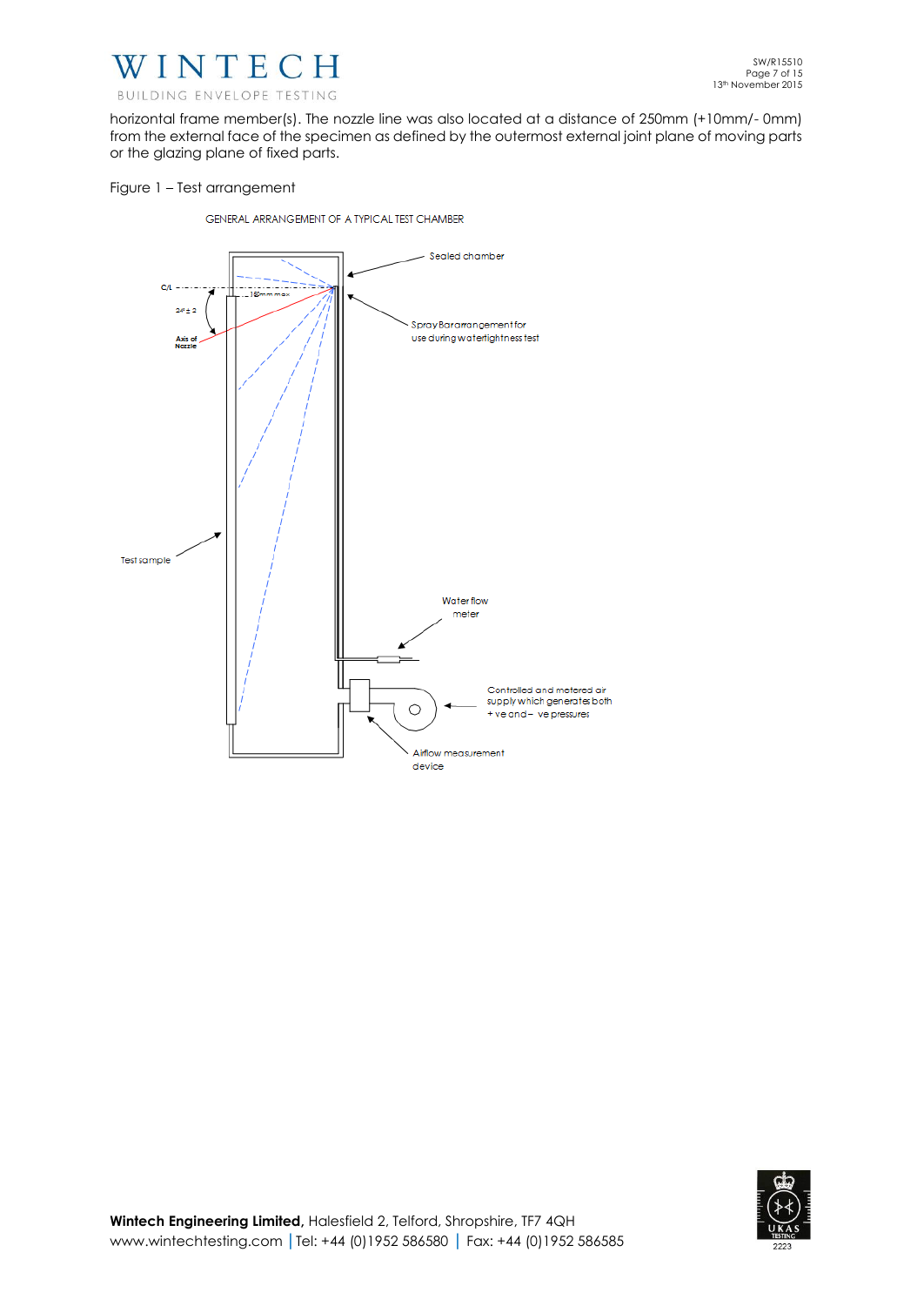horizontal frame member(s). The nozzle line was also located at a distance of 250mm (+10mm/- 0mm) from the external face of the specimen as defined by the outermost external joint plane of moving parts or the glazing plane of fixed parts.

Figure 1 – Test arrangement

GENERAL ARRANGEMENT OF A TYPICAL TEST CHAMBER

Sealed chamber

C/L

18mm max

24° ± 2

Axis of Nozzle

Spray Bar arrangement for use during watertightness test

Test sample

Water flow meter

Controlled and metered air supply which generates both + ve and – ve pressures

Airflow measurement device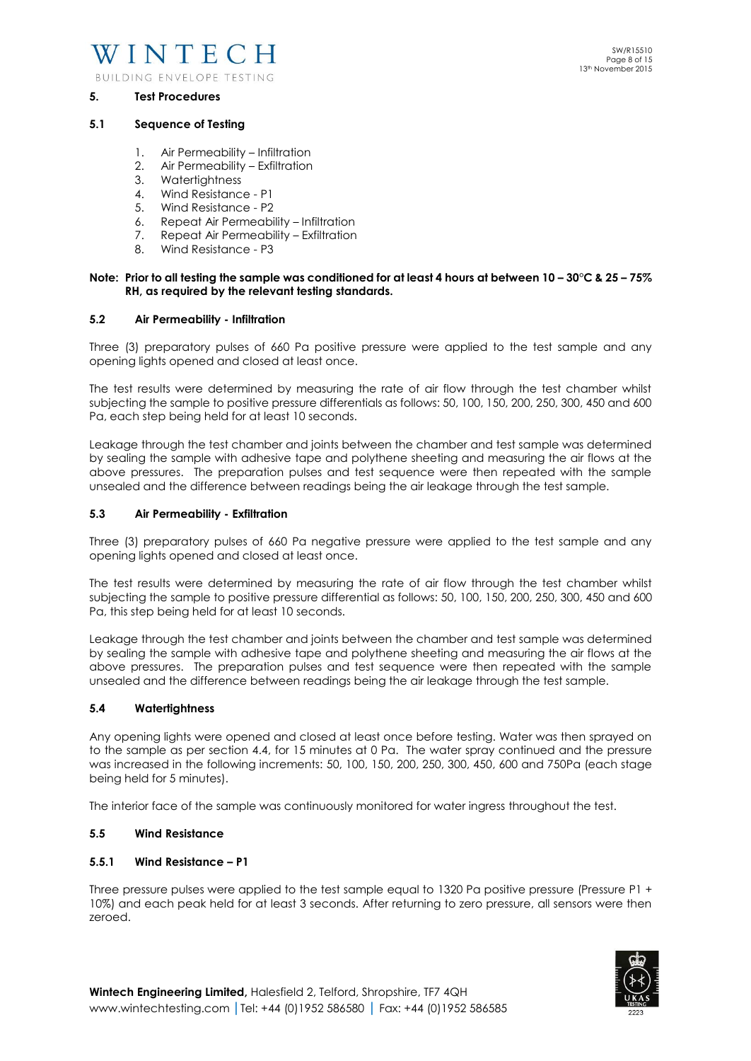## 5. Test Procedures

### 5.1 Sequence of Testing

1. Air Permeability – Infiltration
2. Air Permeability – Exfiltration
3. Watertightness
4. Wind Resistance - P1
5. Wind Resistance - P2
6. Repeat Air Permeability – Infiltration
7. Repeat Air Permeability – Exfiltration
8. Wind Resistance - P3

**Note: Prior to all testing the sample was conditioned for at least 4 hours at between 10 – 30°C & 25 – 75% RH, as required by the relevant testing standards.**

### 5.2 Air Permeability - Infiltration

Three (3) preparatory pulses of 660 Pa positive pressure were applied to the test sample and any opening lights opened and closed at least once.

The test results were determined by measuring the rate of air flow through the test chamber whilst subjecting the sample to positive pressure differentials as follows: 50, 100, 150, 200, 250, 300, 450 and 600 Pa, each step being held for at least 10 seconds.

Leakage through the test chamber and joints between the chamber and test sample was determined by sealing the sample with adhesive tape and polythene sheeting and measuring the air flows at the above pressures. The preparation pulses and test sequence were then repeated with the sample unsealed and the difference between readings being the air leakage through the test sample.

### 5.3 Air Permeability - Exfiltration

Three (3) preparatory pulses of 660 Pa negative pressure were applied to the test sample and any opening lights opened and closed at least once.

The test results were determined by measuring the rate of air flow through the test chamber whilst subjecting the sample to positive pressure differentials as follows: 50, 100, 150, 200, 250, 300, 450 and 600 Pa, this step being held for at least 10 seconds.

Leakage through the test chamber and joints between the chamber and test sample was determined by sealing the sample with adhesive tape and polythene sheeting and measuring the air flows at the above pressures. The preparation pulses and test sequence were then repeated with the sample unsealed and the difference between readings being the air leakage through the test sample.

### 5.4 Watertightness

Any opening lights were opened and closed at least once before testing. Water was then sprayed on to the sample as per section 4.4, for 15 minutes at 0 Pa. The water spray continued and the pressure was increased in the following increments: 50, 100, 150, 200, 250, 300, 450, 600 and 750Pa (each stage being held for 5 minutes).

The interior face of the sample was continuously monitored for water ingress throughout the test.

### 5.5 Wind Resistance

#### 5.5.1 Wind Resistance – P1

Three pressure pulses were applied to the test sample equal to 1320 Pa positive pressure (Pressure P1 + 10%) and each peak held for at least 3 seconds. After returning to zero pressure, all sensors were then zeroed.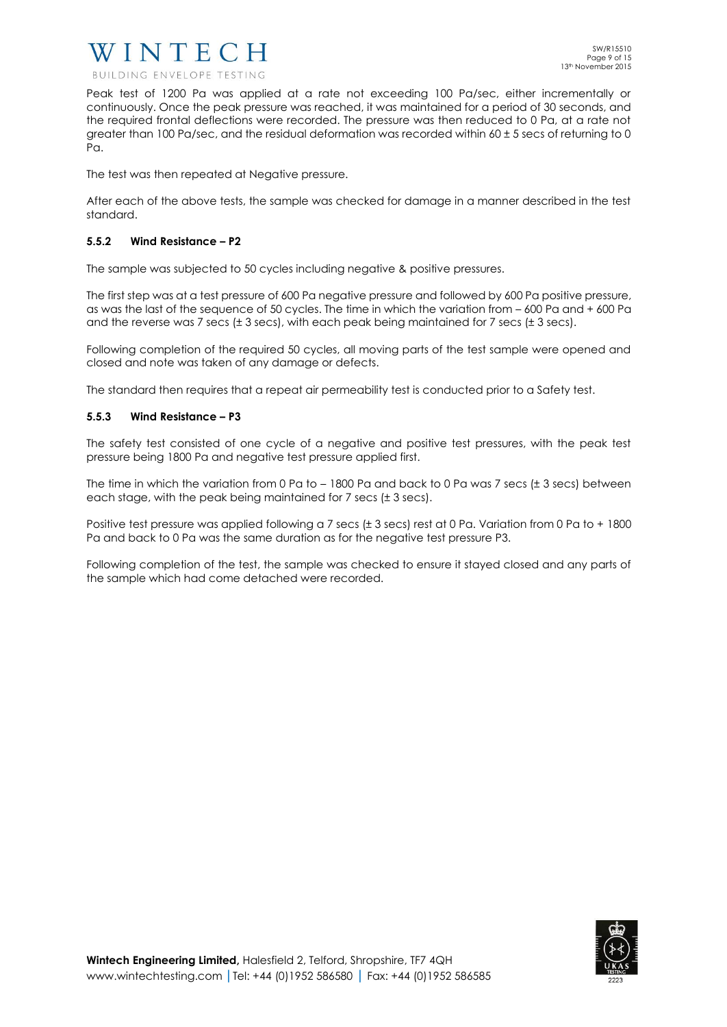Peak test of 1200 Pa was applied at a rate not exceeding 100 Pa/sec, either incrementally or continuously. Once the peak pressure was reached, it was maintained for a period of 30 seconds, and the required frontal deflections were recorded. The pressure was then reduced to 0 Pa, at a rate not greater than 100 Pa/sec, and the residual deformation was recorded within 60 ± 5 secs of returning to 0 Pa.

The test was then repeated at Negative pressure.

After each of the above tests, the sample was checked for damage in a manner described in the test standard.

### 5.5.2 Wind Resistance – P2

The sample was subjected to 50 cycles including negative & positive pressures.

The first step was at a test pressure of 600 Pa negative pressure and followed by 600 Pa positive pressure, as was the last of the sequence of 50 cycles. The time in which the variation from – 600 Pa and + 600 Pa and the reverse was 7 secs (± 3 secs), with each peak being maintained for 7 secs (± 3 secs).

Following completion of the required 50 cycles, all moving parts of the test sample were opened and closed and note was taken of any damage or defects.

The standard then requires that a repeat air permeability test is conducted prior to a Safety test.

### 5.5.3 Wind Resistance – P3

The safety test consisted of one cycle of a negative and positive test pressures, with the peak test pressure being 1800 Pa and negative test pressure applied first.

The time in which the variation from 0 Pa to – 1800 Pa and back to 0 Pa was 7 secs (± 3 secs) between each stage, with the peak being maintained for 7 secs (± 3 secs).

Positive test pressure was applied following a 7 secs (± 3 secs) rest at 0 Pa. Variation from 0 Pa to + 1800 Pa and back to 0 Pa was the same duration as for the negative test pressure P3.

Following completion of the test, the sample was checked to ensure it stayed closed and any parts of the sample which had come detached were recorded.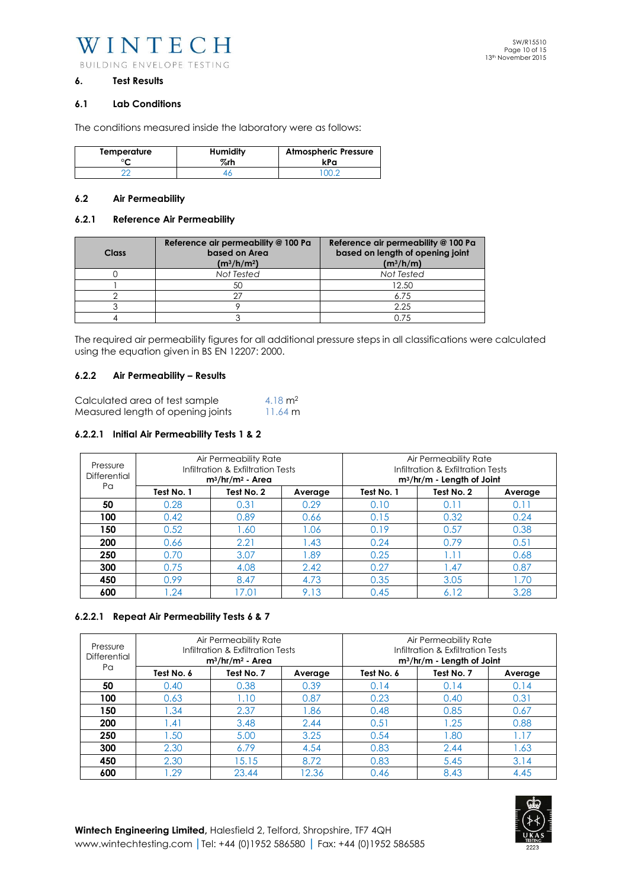## 6. Test Results

### 6.1 Lab Conditions

The conditions measured inside the laboratory were as follows:

| Temperature °C | Humidity %rh | Atmospheric Pressure kPa |
|---|---|---|
| 22 | 46 | 100.2 |

### 6.2 Air Permeability

#### 6.2.1 Reference Air Permeability

| Class | Reference air permeability @ 100 Pa based on Area ($m^3/h/m^2$) | Reference air permeability @ 100 Pa based on length of opening joint ($m^3/h/m$) |
|---|---|---|
| 0 | *Not Tested* | *Not Tested* |
| 1 | 50 | 12.50 |
| 2 | 27 | 6.75 |
| 3 | 9 | 2.25 |
| 4 | 3 | 0.75 |

The required air permeability figures for all additional pressure steps in all classifications were calculated using the equation given in BS EN 12207: 2000.

#### 6.2.2 Air Permeability – Results

Calculated area of test sample 4.18 $m^2$
Measured length of opening joints 11.64 m

##### 6.2.2.1 Initial Air Permeability Tests 1 & 2

| Pressure Differential Pa | Air Permeability Rate Infiltration & Exfiltration Tests $m^3/h/m^2$ - Area | | | Air Permeability Rate Infiltration & Exfiltration Tests $m^3/h/m$ - Length of Joint | | |
|---|---|---|---|---|---|---|
| | Test No. 1 | Test No. 2 | Average | Test No. 1 | Test No. 2 | Average |
| **50** | 0.28 | 0.31 | 0.29 | 0.10 | 0.11 | 0.11 |
| **100** | 0.42 | 0.89 | 0.66 | 0.15 | 0.32 | 0.24 |
| **150** | 0.52 | 1.60 | 1.06 | 0.19 | 0.57 | 0.38 |
| **200** | 0.66 | 2.21 | 1.43 | 0.24 | 0.79 | 0.51 |
| **250** | 0.70 | 3.07 | 1.89 | 0.25 | 1.11 | 0.68 |
| **300** | 0.75 | 4.08 | 2.42 | 0.27 | 1.47 | 0.87 |
| **450** | 0.99 | 8.47 | 4.73 | 0.35 | 3.05 | 1.70 |
| **600** | 1.24 | 17.01 | 9.13 | 0.45 | 6.12 | 3.28 |

##### 6.2.2.1 Repeat Air Permeability Tests 6 & 7

| Pressure Differential Pa | Air Permeability Rate Infiltration & Exfiltration Tests $m^3/h/m^2$ - Area | | | Air Permeability Rate Infiltration & Exfiltration Tests $m^3/h/m$ - Length of Joint | | |
|---|---|---|---|---|---|---|
| | Test No. 6 | Test No. 7 | Average | Test No. 6 | Test No. 7 | Average |
| **50** | 0.40 | 0.38 | 0.39 | 0.14 | 0.14 | 0.14 |
| **100** | 0.63 | 1.10 | 0.87 | 0.23 | 0.40 | 0.31 |
| **150** | 1.34 | 2.37 | 1.86 | 0.48 | 0.85 | 0.67 |
| **200** | 1.41 | 3.48 | 2.44 | 0.51 | 1.25 | 0.88 |
| **250** | 1.50 | 5.00 | 3.25 | 0.54 | 1.80 | 1.17 |
| **300** | 2.30 | 6.79 | 4.54 | 0.83 | 2.44 | 1.63 |
| **450** | 2.30 | 15.15 | 8.72 | 0.83 | 5.45 | 3.14 |
| **600** | 1.29 | 23.44 | 12.36 | 0.46 | 8.43 | 4.45 |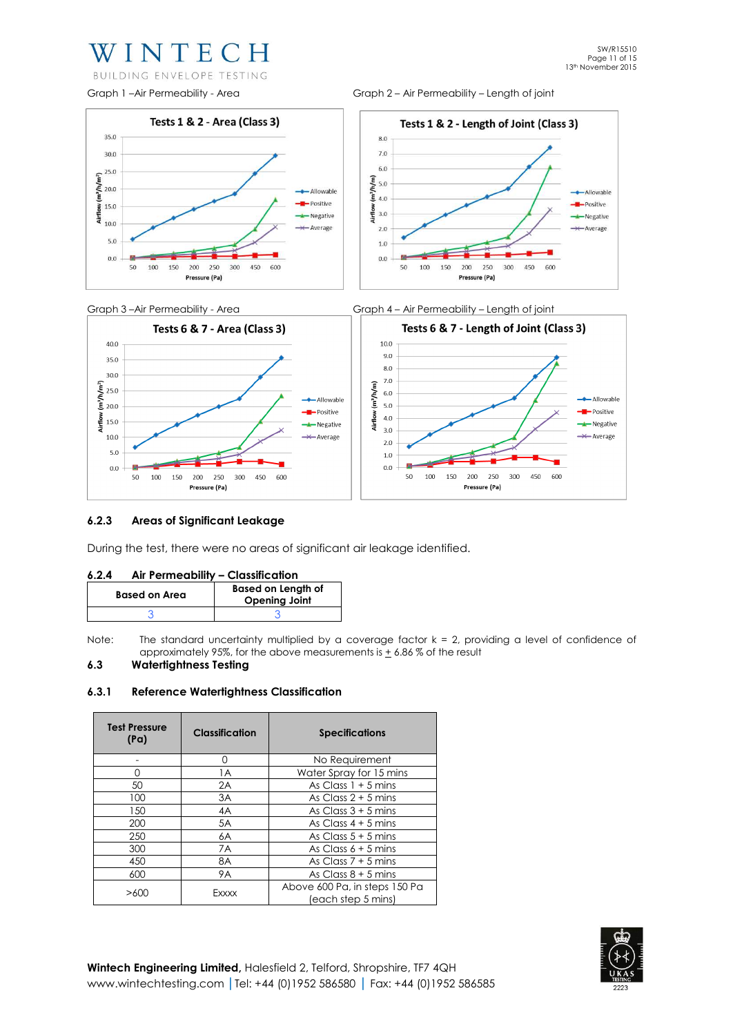Graph 1 – Air Permeability - Area

Graph 2 – Air Permeability – Length of joint

Graph 3 – Air Permeability - Area

Graph 4 – Air Permeability – Length of joint

### 6.2.3 Areas of Significant Leakage

During the test, there were no areas of significant air leakage identified.

### 6.2.4 Air Permeability – Classification

| Based on Area | Based on Length of Opening Joint |
|---|---|
| 3 | 3 |

Note: The standard uncertainty multiplied by a coverage factor k = 2, providing a level of confidence of approximately 95%, for the above measurements is ± 6.86 % of the result

## 6.3 Watertightness Testing

### 6.3.1 Reference Watertightness Classification

| Test Pressure (Pa) | Classification | Specifications |
|---|---|---|
| - | 0 | No Requirement |
| 0 | 1A | Water Spray for 15 mins |
| 50 | 2A | As Class 1 + 5 mins |
| 100 | 3A | As Class 2 + 5 mins |
| 150 | 4A | As Class 3 + 5 mins |
| 200 | 5A | As Class 4 + 5 mins |
| 250 | 6A | As Class 5 + 5 mins |
| 300 | 7A | As Class 6 + 5 mins |
| 450 | 8A | As Class 7 + 5 mins |
| 600 | 9A | As Class 8 + 5 mins |
| >600 | Exxxx | Above 600 Pa, in steps 150 Pa (each step 5 mins) |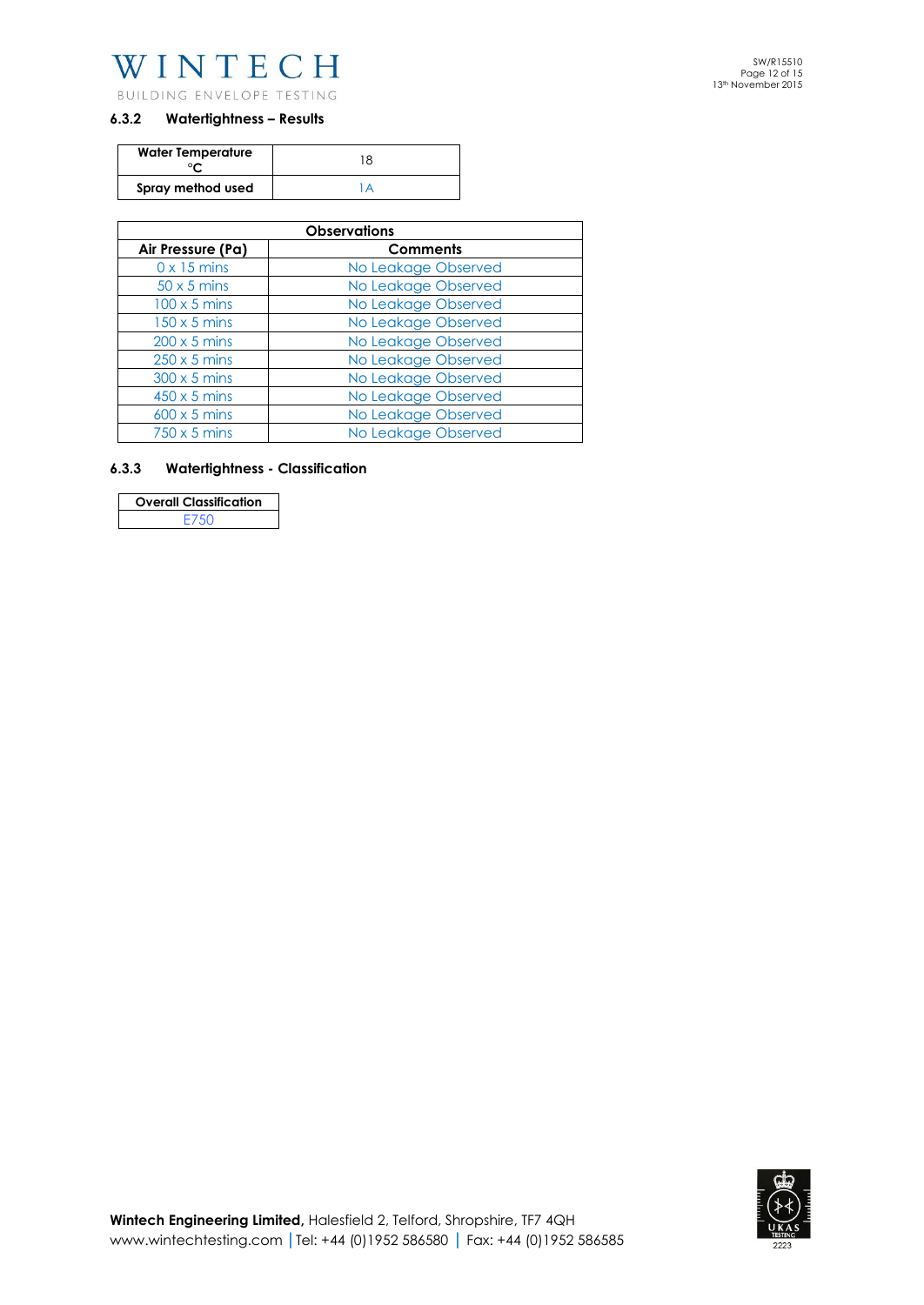### 6.3.2 Watertightness – Results

| Water Temperature °C | 18 |
|---|---|
| Spray method used | 1A |

| Observations | |
|---|---|
| **Air Pressure (Pa)** | **Comments** |
| 0 x 15 mins | No Leakage Observed |
| 50 x 5 mins | No Leakage Observed |
| 100 x 5 mins | No Leakage Observed |
| 150 x 5 mins | No Leakage Observed |
| 200 x 5 mins | No Leakage Observed |
| 250 x 5 mins | No Leakage Observed |
| 300 x 5 mins | No Leakage Observed |
| 450 x 5 mins | No Leakage Observed |
| 600 x 5 mins | No Leakage Observed |
| 750 x 5 mins | No Leakage Observed |

### 6.3.3 Watertightness - Classification

| Overall Classification |
|---|
| E750 |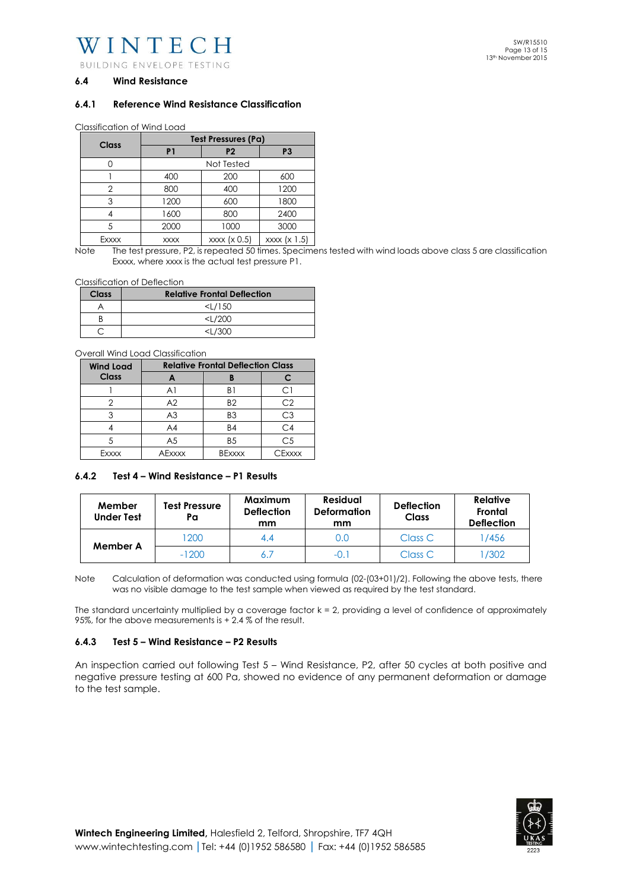## 6.4 Wind Resistance

### 6.4.1 Reference Wind Resistance Classification

Classification of Wind Load

| Class | Test Pressures (Pa) | | |
|---|---|---|---|
| | P1 | P2 | P3 |
| 0 | Not Tested | | |
| 1 | 400 | 200 | 600 |
| 2 | 800 | 400 | 1200 |
| 3 | 1200 | 600 | 1800 |
| 4 | 1600 | 800 | 2400 |
| 5 | 2000 | 1000 | 3000 |
| Exxxx | xxxx | xxxx (x 0.5) | xxxx (x 1.5) |

Note The test pressure, P2, is repeated 50 times. Specimens tested with wind loads above class 5 are classification Exxxx, where xxxx is the actual test pressure P1.

Classification of Deflection

| Class | Relative Frontal Deflection |
|---|---|
| A | <L/150 |
| B | <L/200 |
| C | <L/300 |

Overall Wind Load Classification

| Wind Load Class | Relative Frontal Deflection Class | | |
|---|---|---|---|
| | A | B | C |
| 1 | A1 | B1 | C1 |
| 2 | A2 | B2 | C2 |
| 3 | A3 | B3 | C3 |
| 4 | A4 | B4 | C4 |
| 5 | A5 | B5 | C5 |
| Exxxx | AExxxx | BExxxx | CExxxx |

### 6.4.2 Test 4 – Wind Resistance – P1 Results

| Member Under Test | Test Pressure Pa | Maximum Deflection mm | Residual Deformation mm | Deflection Class | Relative Frontal Deflection |
|---|---|---|---|---|---|
| Member A | 1200 | 4.4 | 0.0 | Class C | 1/456 |
| | -1200 | 6.7 | -0.1 | Class C | 1/302 |

Note Calculation of deformation was conducted using formula (02-(03+01)/2). Following the above tests, there was no visible damage to the test sample when viewed as required by the test standard.

The standard uncertainty multiplied by a coverage factor k = 2, providing a level of confidence of approximately 95%, for the above measurements is + 2.4 % of the result.

### 6.4.3 Test 5 – Wind Resistance – P2 Results

An inspection carried out following Test 5 – Wind Resistance, P2, after 50 cycles at both positive and negative pressure testing at 600 Pa, showed no evidence of any permanent deformation or damage to the test sample.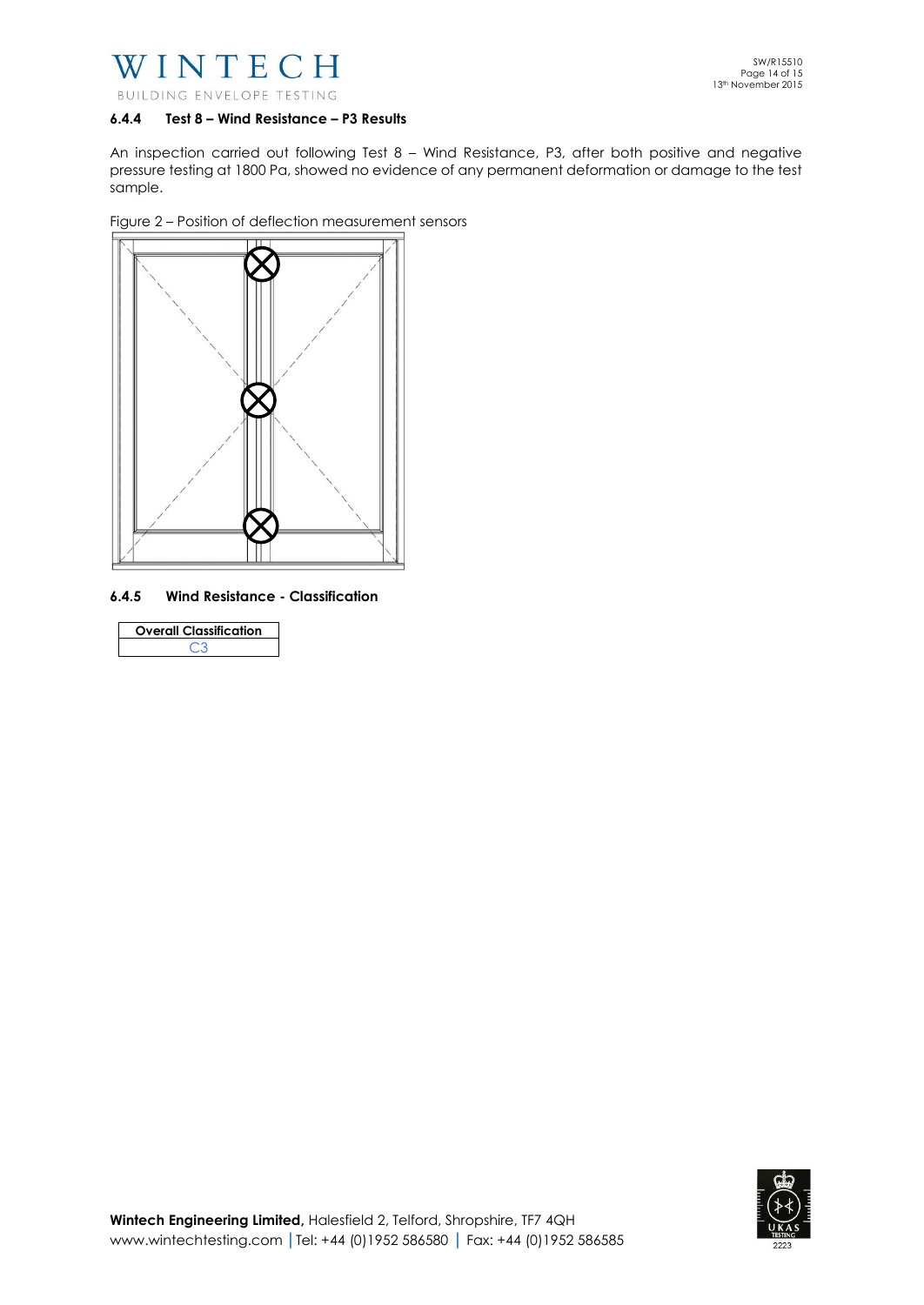#### 6.4.4 Test 8 – Wind Resistance – P3 Results

An inspection carried out following Test 8 – Wind Resistance, P3, after both positive and negative pressure testing at 1800 Pa, showed no evidence of any permanent deformation or damage to the test sample.

Figure 2 – Position of deflection measurement sensors

#### 6.4.5 Wind Resistance - Classification

| Overall Classification |
|---|
| C3 |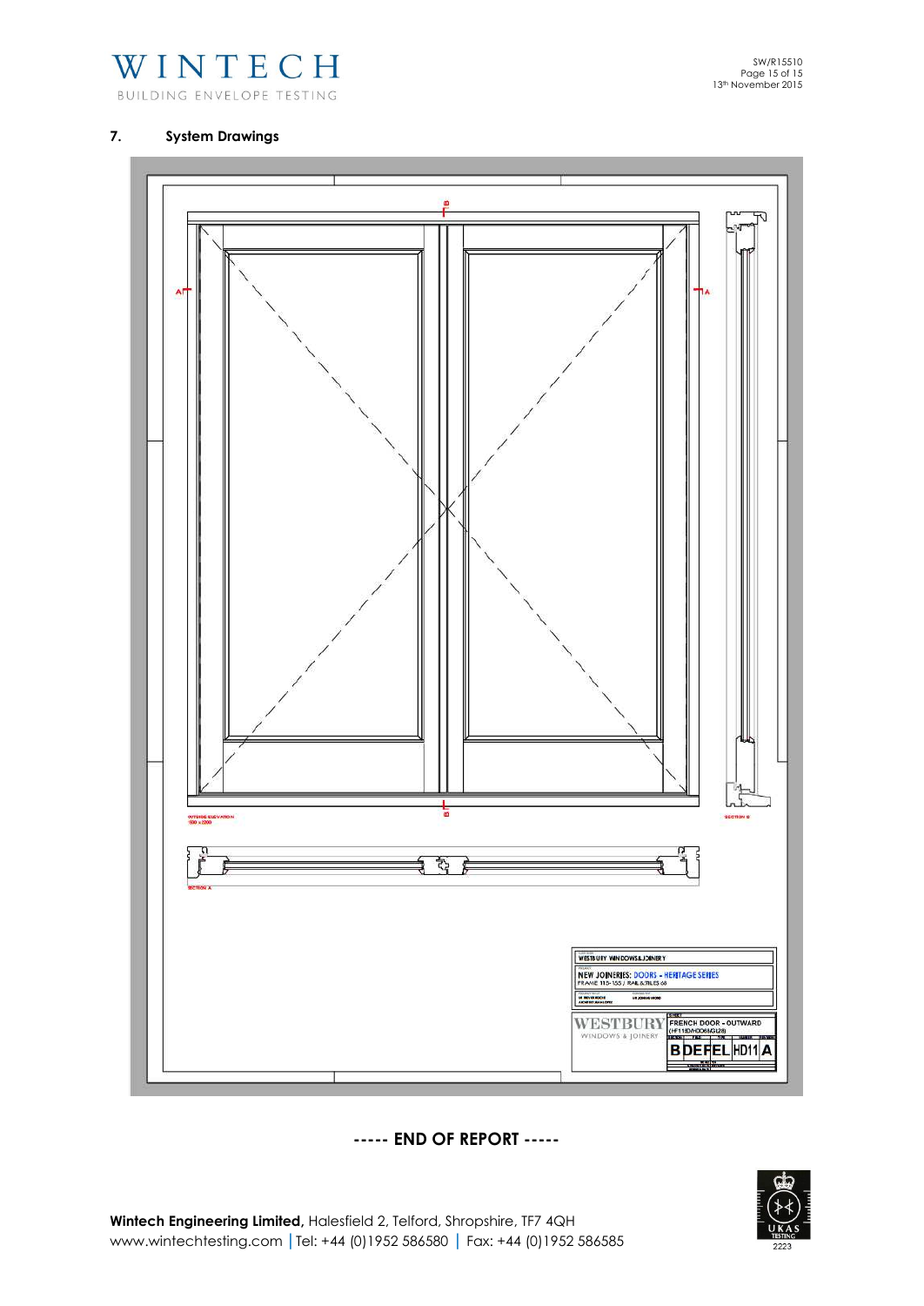## 7. System Drawings

OUTSIDE ELEVATION
1500 x 2200

SECTION B

SECTION A

WESTBURY WINDOWS & JOINERY

NEW JOINERIES: DOORS - HERITAGE SERIES
FRAME 115-155 / RAIL & STILES 68

WESTBURY
WINDOWS & JOINERY

FRENCH DOOR - OUTWARD
(HF115D/HOO6MGL28)

B DEFEL HD11 A

----- END OF REPORT -----

**Wintech Engineering Limited,** Halesfield 2, Telford, Shropshire, TF7 4QH
www.wintechtesting.com | Tel: +44 (0)1952 586580 | Fax: +44 (0)1952 586585